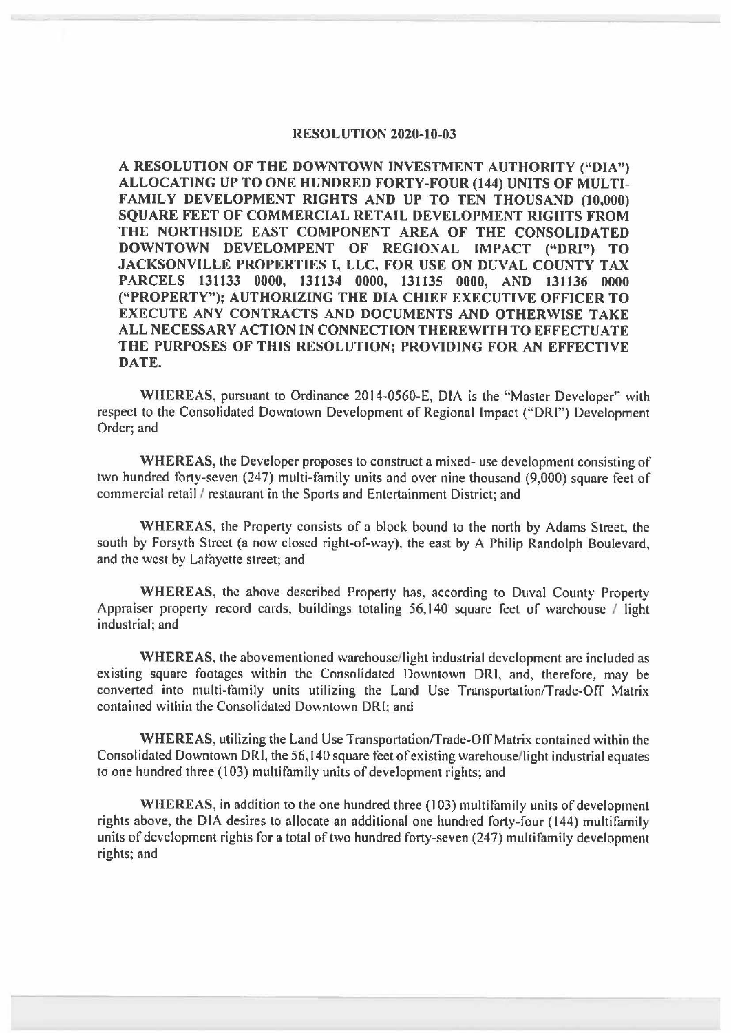# RESOLUTION 2020-10-03

**A RESOLUTION OF THE DOWNTOWN INVESTMENT AUTHORITY ("DIA") ALLOCATING UP TO ONE HUNDRED FORTY-FOUR (144) UNITS OF MULTI-FAMILY DEVELOPMENT RIGHTS AND UP TO TEN THOUSAND (10,000) SQUARE FEET OF COMMERCIAL RETAIL DEVELOPMENT RIGHTS FROM THE NORTHSIDE EAST COMPONENT AREA OF THE CONSOLIDATED DOWNTOWN DEVELOMPENT OF REGIONAL IMPACT ("DRI") TO JACKSONVILLE PROPERTIES I, LLC, FOR USE ON DUVAL COUNTY TAX PARCELS 131133 0000, 131134 0000, 131135 0000, AND 131136 0000 ("PROPERTY"); AUTHORIZING THE DIA CHIEF EXECUTIVE OFFICER TO EXECUTE ANY CONTRACTS AND DOCUMENTS AND OTHERWISE TAKE ALL NECESSARY ACTION IN CONNECTION THEREWITH TO EFFECTUATE THE PURPOSES OF THIS RESOLUTION; PROVIDING FOR AN EFFECTIVE DATE.**

**WHEREAS**, pursuant to Ordinance 2014-0560-E, DIA is the "Master Developer" with respect to the Consolidated Downtown Development of Regional Impact ("DRI") Development Order; and

**WHEREAS**, the Developer proposes to construct a mixed- use development consisting of two hundred forty-seven (247) multi-family units and over nine thousand (9,000) square feet of commercial retail / restaurant in the Sports and Entertainment District; and

**WHEREAS**, the Property consists of a block bound to the north by Adams Street, the south by Forsyth Street (a now closed right-of-way), the east by A Philip Randolph Boulevard, and the west by Lafayette street; and

**WHEREAS**, the above described Property has, according to Duval County Property Appraiser property record cards, buildings totaling 56,140 square feet of warehouse / light industrial; and

**WHEREAS**, the abovementioned warehouse/light industrial development are included as existing square footages within the Consolidated Downtown DRI, and, therefore, may be converted into multi-family units utilizing the Land Use Transportation/Trade-Off Matrix contained within the Consolidated Downtown DRI; and

**WHEREAS**, utilizing the Land Use Transportation/Trade-Off Matrix contained within the Consolidated Downtown DRI, the 56,140 square feet of existing warehouse/light industrial equates to one hundred three (103) multifamily units of development rights; and

**WHEREAS**, in addition to the one hundred three (103) multifamily units of development rights above, the DIA desires to allocate an additional one hundred forty-four (144) multifamily units of development rights for a total of two hundred forty-seven (247) multifamily development rights; and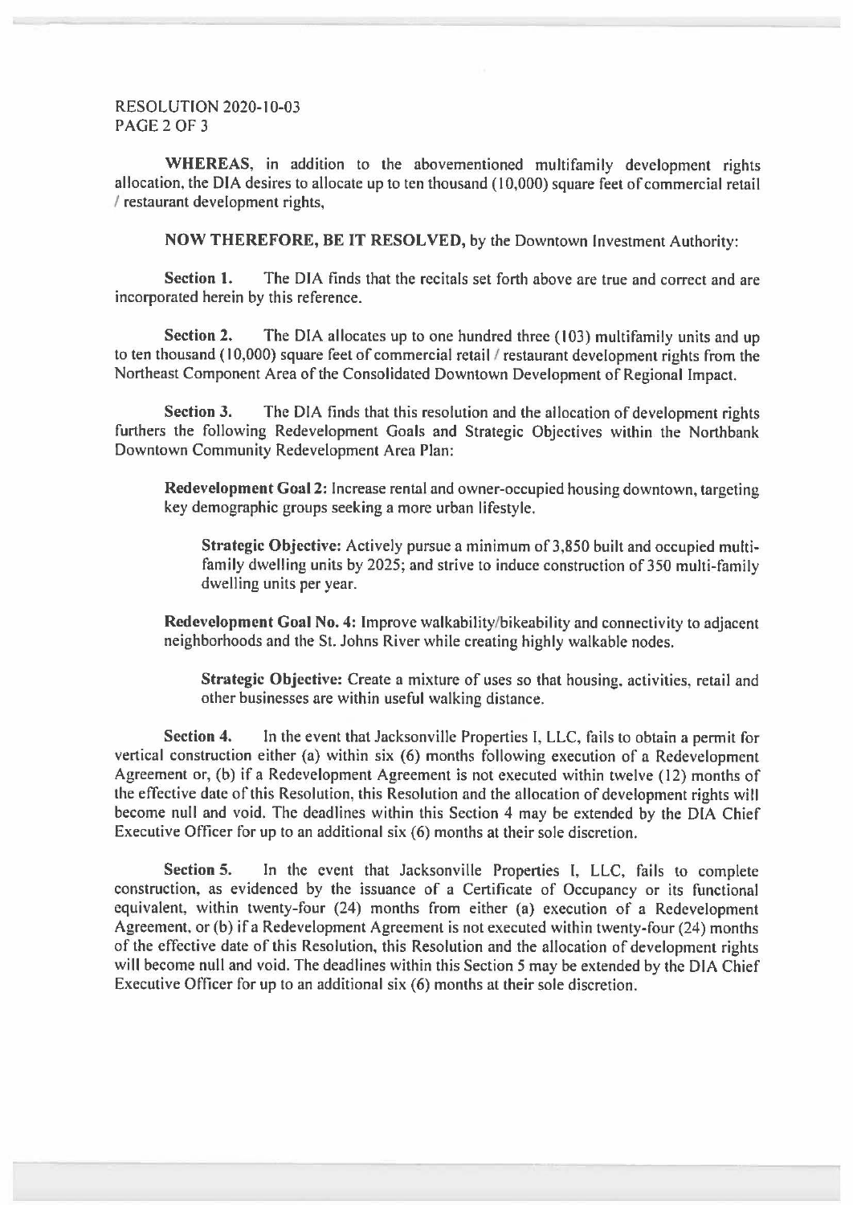**WHEREAS**, in addition to the abovementioned multifamily development rights allocation, the DIA desires to allocate up to ten thousand (10,000) square feet of commercial retail / restaurant development rights,

**NOW THEREFORE, BE IT RESOLVED,** by the Downtown Investment Authority:

**Section 1.** The DIA finds that the recitals set forth above are true and correct and are incorporated herein by this reference.

**Section 2.** The DIA allocates up to one hundred three (103) multifamily units and up to ten thousand (10,000) square feet of commercial retail / restaurant development rights from the Northeast Component Area of the Consolidated Downtown Development of Regional Impact.

**Section 3.** The DIA finds that this resolution and the allocation of development rights furthers the following Redevelopment Goals and Strategic Objectives within the Northbank Downtown Community Redevelopment Area Plan:

> **Redevelopment Goal 2:** Increase rental and owner-occupied housing downtown, targeting key demographic groups seeking a more urban lifestyle.
>
> > **Strategic Objective:** Actively pursue a minimum of 3,850 built and occupied multi-family dwelling units by 2025; and strive to induce construction of 350 multi-family dwelling units per year.
>
> **Redevelopment Goal No. 4:** Improve walkability/bikeability and connectivity to adjacent neighborhoods and the St. Johns River while creating highly walkable nodes.
>
> > **Strategic Objective:** Create a mixture of uses so that housing, activities, retail and other businesses are within useful walking distance.

**Section 4.** In the event that Jacksonville Properties I, LLC, fails to obtain a permit for vertical construction either (a) within six (6) months following execution of a Redevelopment Agreement or, (b) if a Redevelopment Agreement is not executed within twelve (12) months of the effective date of this Resolution, this Resolution and the allocation of development rights will become null and void. The deadlines within this Section 4 may be extended by the DIA Chief Executive Officer for up to an additional six (6) months at their sole discretion.

**Section 5.** In the event that Jacksonville Properties I, LLC, fails to complete construction, as evidenced by the issuance of a Certificate of Occupancy or its functional equivalent, within twenty-four (24) months from either (a) execution of a Redevelopment Agreement, or (b) if a Redevelopment Agreement is not executed within twenty-four (24) months of the effective date of this Resolution, this Resolution and the allocation of development rights will become null and void. The deadlines within this Section 5 may be extended by the DIA Chief Executive Officer for up to an additional six (6) months at their sole discretion.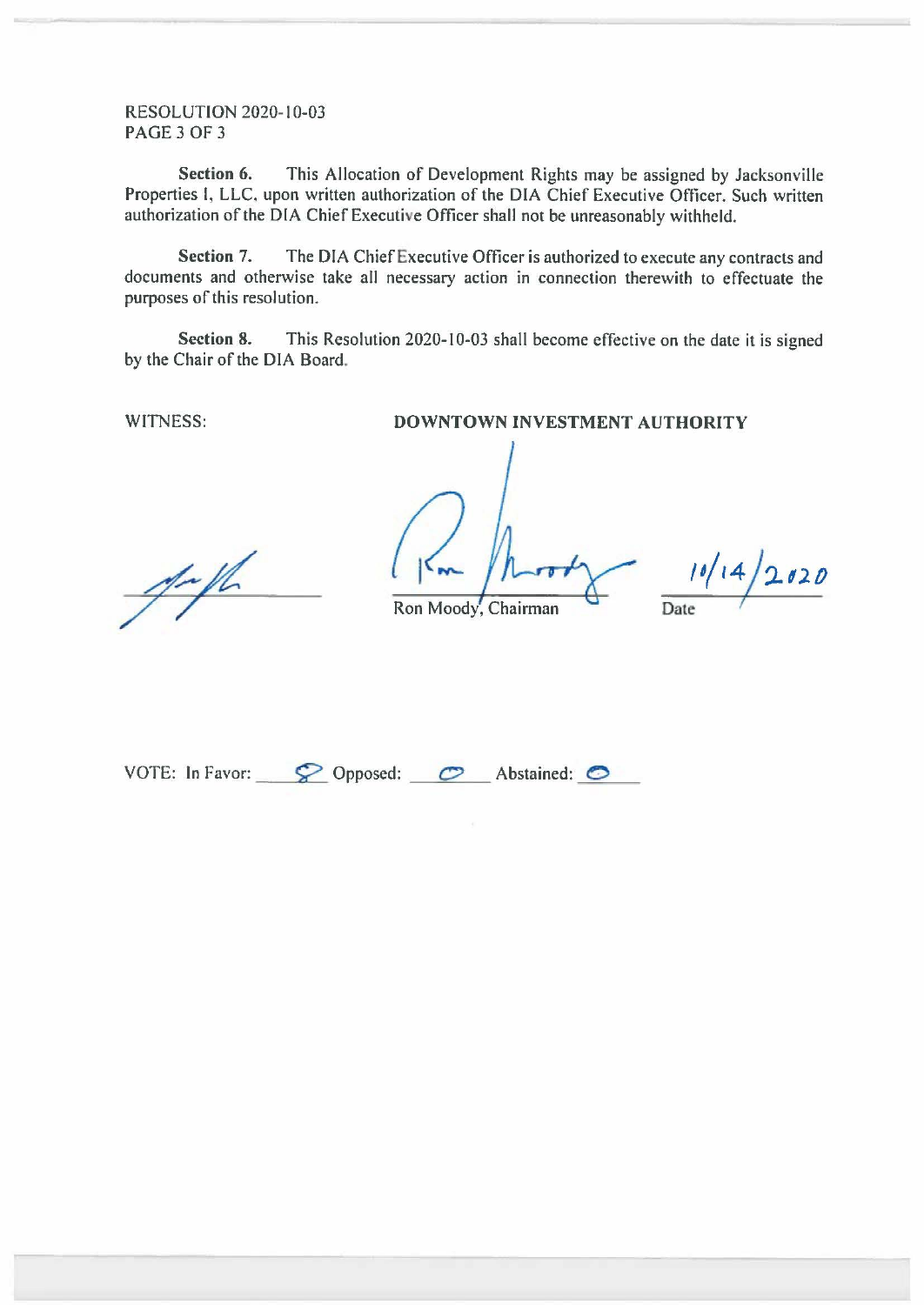RESOLUTION 2020-10-03
PAGE 3 OF 3

**Section 6.** This Allocation of Development Rights may be assigned by Jacksonville Properties I, LLC. upon written authorization of the DIA Chief Executive Officer. Such written authorization of the DIA Chief Executive Officer shall not be unreasonably withheld.

**Section 7.** The DIA Chief Executive Officer is authorized to execute any contracts and documents and otherwise take all necessary action in connection therewith to effectuate the purposes of this resolution.

**Section 8.** This Resolution 2020-10-03 shall become effective on the date it is signed by the Chair of the DIA Board.

WITNESS:

**DOWNTOWN INVESTMENT AUTHORITY**

Ron Moody, Chairman

10/14/2020
Date

VOTE: In Favor: 8 Opposed: 0 Abstained: 0